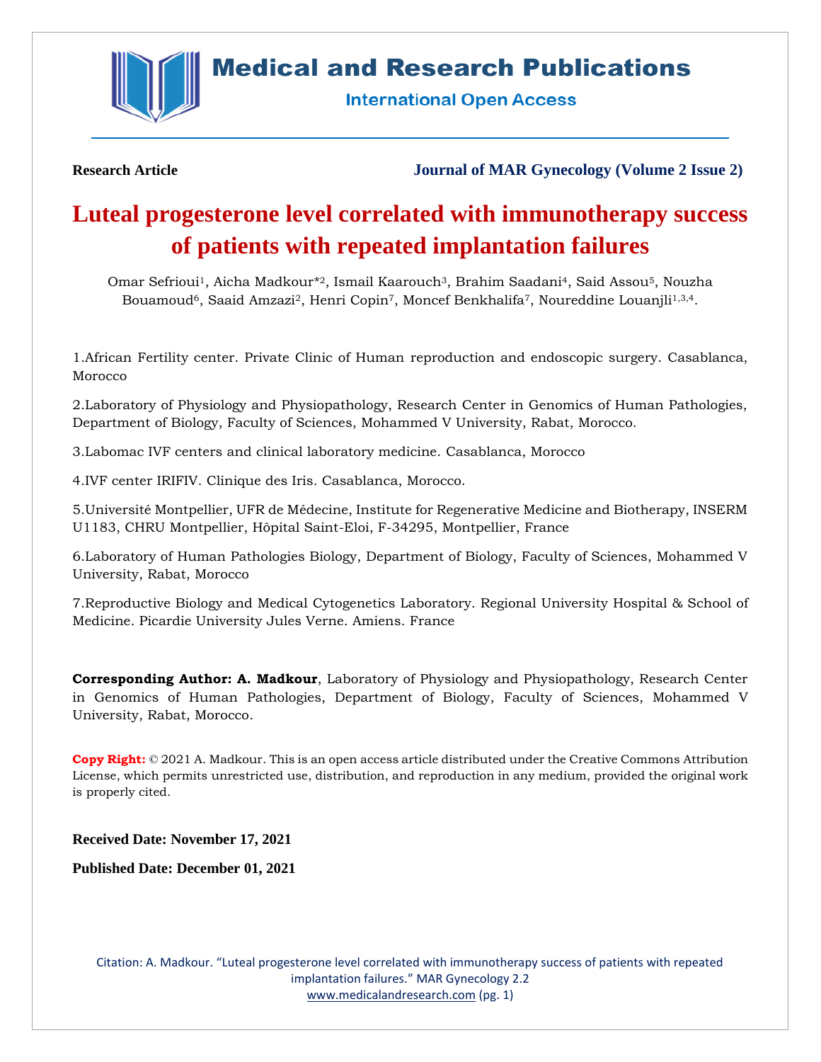**Research Article** **Journal of MAR Gynecology (Volume 2 Issue 2)**

# Luteal progesterone level correlated with immunotherapy success of patients with repeated implantation failures

Omar Sefrioui[1], Aicha Madkour*[2], Ismail Kaarouch[3], Brahim Saadani[4], Said Assou[5], Nouzha Bouamoud[6], Saaid Amzazi[2], Henri Copin[7], Moncef Benkhalifa[7], Noureddine Louanjli[1,3,4].

1.African Fertility center. Private Clinic of Human reproduction and endoscopic surgery. Casablanca, Morocco

2.Laboratory of Physiology and Physiopathology, Research Center in Genomics of Human Pathologies, Department of Biology, Faculty of Sciences, Mohammed V University, Rabat, Morocco.

3.Labomac IVF centers and clinical laboratory medicine. Casablanca, Morocco

4.IVF center IRIFIV. Clinique des Iris. Casablanca, Morocco.

5.Université Montpellier, UFR de Médecine, Institute for Regenerative Medicine and Biotherapy, INSERM U1183, CHRU Montpellier, Hôpital Saint-Eloi, F-34295, Montpellier, France

6.Laboratory of Human Pathologies Biology, Department of Biology, Faculty of Sciences, Mohammed V University, Rabat, Morocco

7.Reproductive Biology and Medical Cytogenetics Laboratory. Regional University Hospital & School of Medicine. Picardie University Jules Verne. Amiens. France

**Corresponding Author: A. Madkour**, Laboratory of Physiology and Physiopathology, Research Center in Genomics of Human Pathologies, Department of Biology, Faculty of Sciences, Mohammed V University, Rabat, Morocco.

**Copy Right:** © 2021 A. Madkour. This is an open access article distributed under the Creative Commons Attribution License, which permits unrestricted use, distribution, and reproduction in any medium, provided the original work is properly cited.

**Received Date: November 17, 2021**

**Published Date: December 01, 2021**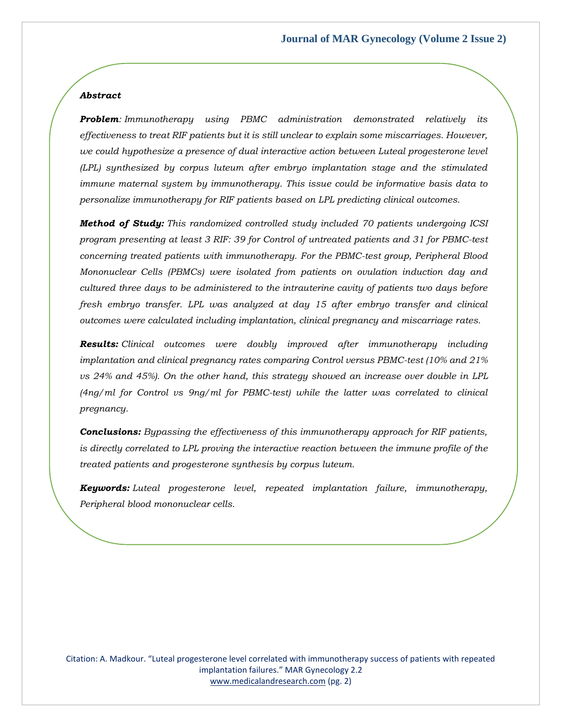***Abstract***

***Problem****: Immunotherapy using PBMC administration demonstrated relatively its effectiveness to treat RIF patients but it is still unclear to explain some miscarriages. However, we could hypothesize a presence of dual interactive action between Luteal progesterone level (LPL) synthesized by corpus luteum after embryo implantation stage and the stimulated immune maternal system by immunotherapy. This issue could be informative basis data to personalize immunotherapy for RIF patients based on LPL predicting clinical outcomes.*

***Method of Study:*** *This randomized controlled study included 70 patients undergoing ICSI program presenting at least 3 RIF: 39 for Control of untreated patients and 31 for PBMC-test concerning treated patients with immunotherapy. For the PBMC-test group, Peripheral Blood Mononuclear Cells (PBMCs) were isolated from patients on ovulation induction day and cultured three days to be administered to the intrauterine cavity of patients two days before fresh embryo transfer. LPL was analyzed at day 15 after embryo transfer and clinical outcomes were calculated including implantation, clinical pregnancy and miscarriage rates.*

***Results:*** *Clinical outcomes were doubly improved after immunotherapy including implantation and clinical pregnancy rates comparing Control versus PBMC-test (10% and 21% vs 24% and 45%). On the other hand, this strategy showed an increase over double in LPL (4ng/ml for Control vs 9ng/ml for PBMC-test) while the latter was correlated to clinical pregnancy.*

***Conclusions:*** *Bypassing the effectiveness of this immunotherapy approach for RIF patients, is directly correlated to LPL proving the interactive reaction between the immune profile of the treated patients and progesterone synthesis by corpus luteum.*

***Keywords:*** *Luteal progesterone level, repeated implantation failure, immunotherapy, Peripheral blood mononuclear cells.*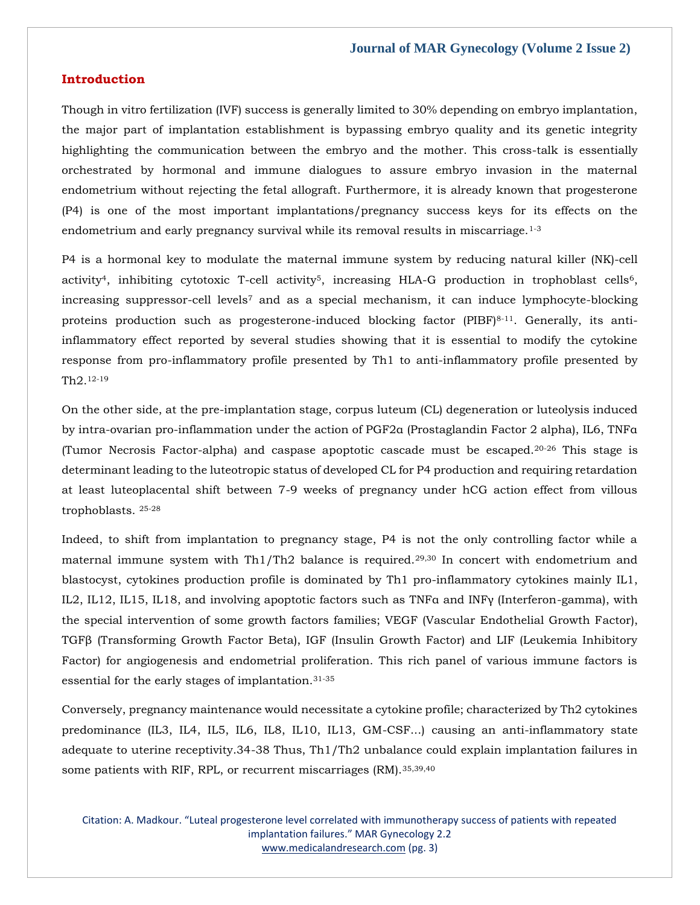## Introduction

Though in vitro fertilization (IVF) success is generally limited to 30% depending on embryo implantation, the major part of implantation establishment is bypassing embryo quality and its genetic integrity highlighting the communication between the embryo and the mother. This cross-talk is essentially orchestrated by hormonal and immune dialogues to assure embryo invasion in the maternal endometrium without rejecting the fetal allograft. Furthermore, it is already known that progesterone (P4) is one of the most important implantations/pregnancy success keys for its effects on the endometrium and early pregnancy survival while its removal results in miscarriage.[1-3]

P4 is a hormonal key to modulate the maternal immune system by reducing natural killer (NK)-cell activity[4], inhibiting cytotoxic T-cell activity[5], increasing HLA-G production in trophoblast cells[6], increasing suppressor-cell levels[7] and as a special mechanism, it can induce lymphocyte-blocking proteins production such as progesterone-induced blocking factor (PIBF)[8-11]. Generally, its anti-inflammatory effect reported by several studies showing that it is essential to modify the cytokine response from pro-inflammatory profile presented by Th1 to anti-inflammatory profile presented by Th2.[12-19]

On the other side, at the pre-implantation stage, corpus luteum (CL) degeneration or luteolysis induced by intra-ovarian pro-inflammation under the action of PGF2α (Prostaglandin Factor 2 alpha), IL6, TNFα (Tumor Necrosis Factor-alpha) and caspase apoptotic cascade must be escaped.[20-26] This stage is determinant leading to the luteotropic status of developed CL for P4 production and requiring retardation at least luteoplacental shift between 7-9 weeks of pregnancy under hCG action effect from villous trophoblasts.[25-28]

Indeed, to shift from implantation to pregnancy stage, P4 is not the only controlling factor while a maternal immune system with Th1/Th2 balance is required.[29,30] In concert with endometrium and blastocyst, cytokines production profile is dominated by Th1 pro-inflammatory cytokines mainly IL1, IL2, IL12, IL15, IL18, and involving apoptotic factors such as TNFα and INFγ (Interferon-gamma), with the special intervention of some growth factors families; VEGF (Vascular Endothelial Growth Factor), TGFβ (Transforming Growth Factor Beta), IGF (Insulin Growth Factor) and LIF (Leukemia Inhibitory Factor) for angiogenesis and endometrial proliferation. This rich panel of various immune factors is essential for the early stages of implantation.[31-35]

Conversely, pregnancy maintenance would necessitate a cytokine profile; characterized by Th2 cytokines predominance (IL3, IL4, IL5, IL6, IL8, IL10, IL13, GM-CSF...) causing an anti-inflammatory state adequate to uterine receptivity.34-38 Thus, Th1/Th2 unbalance could explain implantation failures in some patients with RIF, RPL, or recurrent miscarriages (RM).[35,39,40]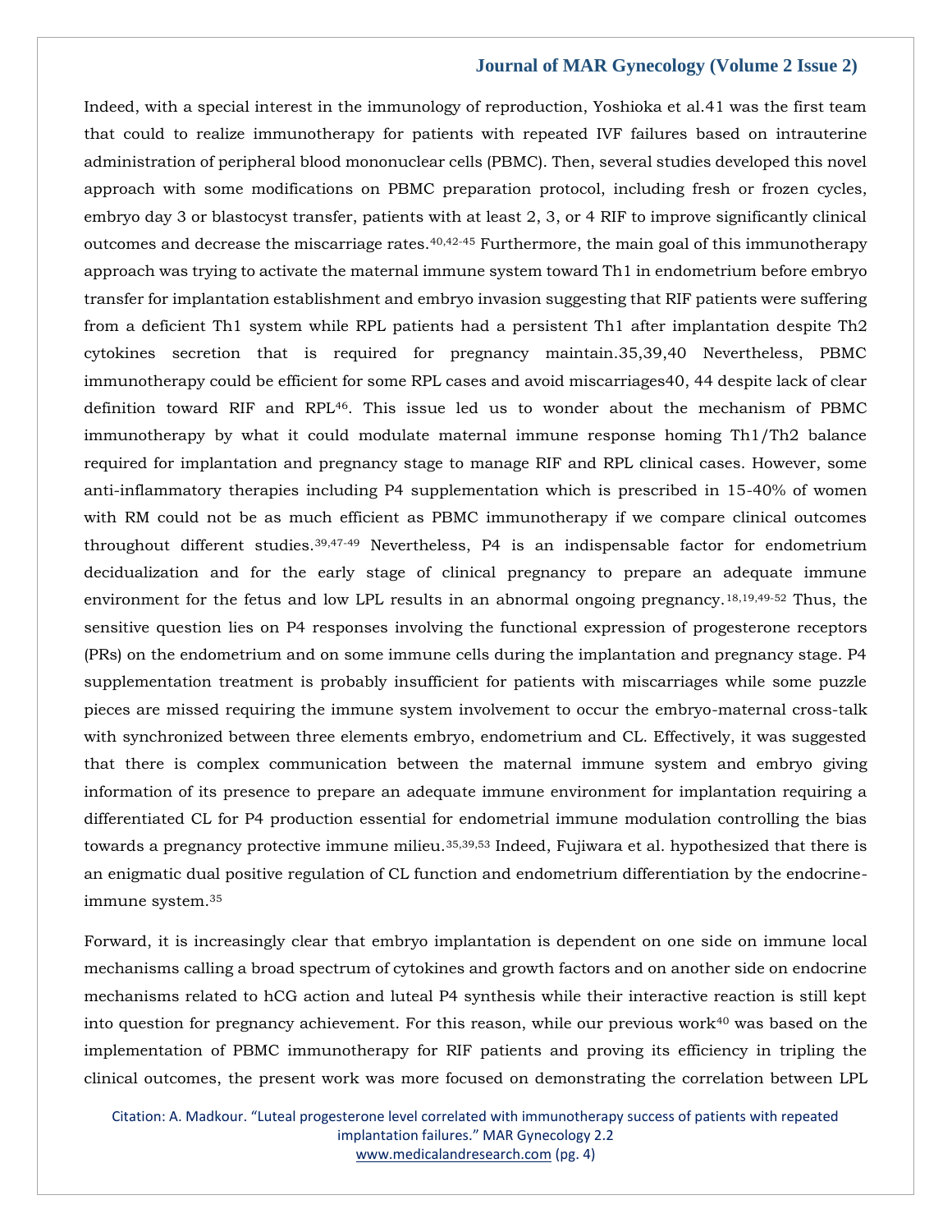Indeed, with a special interest in the immunology of reproduction, Yoshioka et al.41 was the first team that could to realize immunotherapy for patients with repeated IVF failures based on intrauterine administration of peripheral blood mononuclear cells (PBMC). Then, several studies developed this novel approach with some modifications on PBMC preparation protocol, including fresh or frozen cycles, embryo day 3 or blastocyst transfer, patients with at least 2, 3, or 4 RIF to improve significantly clinical outcomes and decrease the miscarriage rates.[40,42-45] Furthermore, the main goal of this immunotherapy approach was trying to activate the maternal immune system toward Th1 in endometrium before embryo transfer for implantation establishment and embryo invasion suggesting that RIF patients were suffering from a deficient Th1 system while RPL patients had a persistent Th1 after implantation despite Th2 cytokines secretion that is required for pregnancy maintain.35,39,40 Nevertheless, PBMC immunotherapy could be efficient for some RPL cases and avoid miscarriages40, 44 despite lack of clear definition toward RIF and RPL[46]. This issue led us to wonder about the mechanism of PBMC immunotherapy by what it could modulate maternal immune response homing Th1/Th2 balance required for implantation and pregnancy stage to manage RIF and RPL clinical cases. However, some anti-inflammatory therapies including P4 supplementation which is prescribed in 15-40% of women with RM could not be as much efficient as PBMC immunotherapy if we compare clinical outcomes throughout different studies.[39,47-49] Nevertheless, P4 is an indispensable factor for endometrium decidualization and for the early stage of clinical pregnancy to prepare an adequate immune environment for the fetus and low LPL results in an abnormal ongoing pregnancy.[18,19,49-52] Thus, the sensitive question lies on P4 responses involving the functional expression of progesterone receptors (PRs) on the endometrium and on some immune cells during the implantation and pregnancy stage. P4 supplementation treatment is probably insufficient for patients with miscarriages while some puzzle pieces are missed requiring the immune system involvement to occur the embryo-maternal cross-talk with synchronized between three elements embryo, endometrium and CL. Effectively, it was suggested that there is complex communication between the maternal immune system and embryo giving information of its presence to prepare an adequate immune environment for implantation requiring a differentiated CL for P4 production essential for endometrial immune modulation controlling the bias towards a pregnancy protective immune milieu.[35,39,53] Indeed, Fujiwara et al. hypothesized that there is an enigmatic dual positive regulation of CL function and endometrium differentiation by the endocrine-immune system.[35]

Forward, it is increasingly clear that embryo implantation is dependent on one side on immune local mechanisms calling a broad spectrum of cytokines and growth factors and on another side on endocrine mechanisms related to hCG action and luteal P4 synthesis while their interactive reaction is still kept into question for pregnancy achievement. For this reason, while our previous work[40] was based on the implementation of PBMC immunotherapy for RIF patients and proving its efficiency in tripling the clinical outcomes, the present work was more focused on demonstrating the correlation between LPL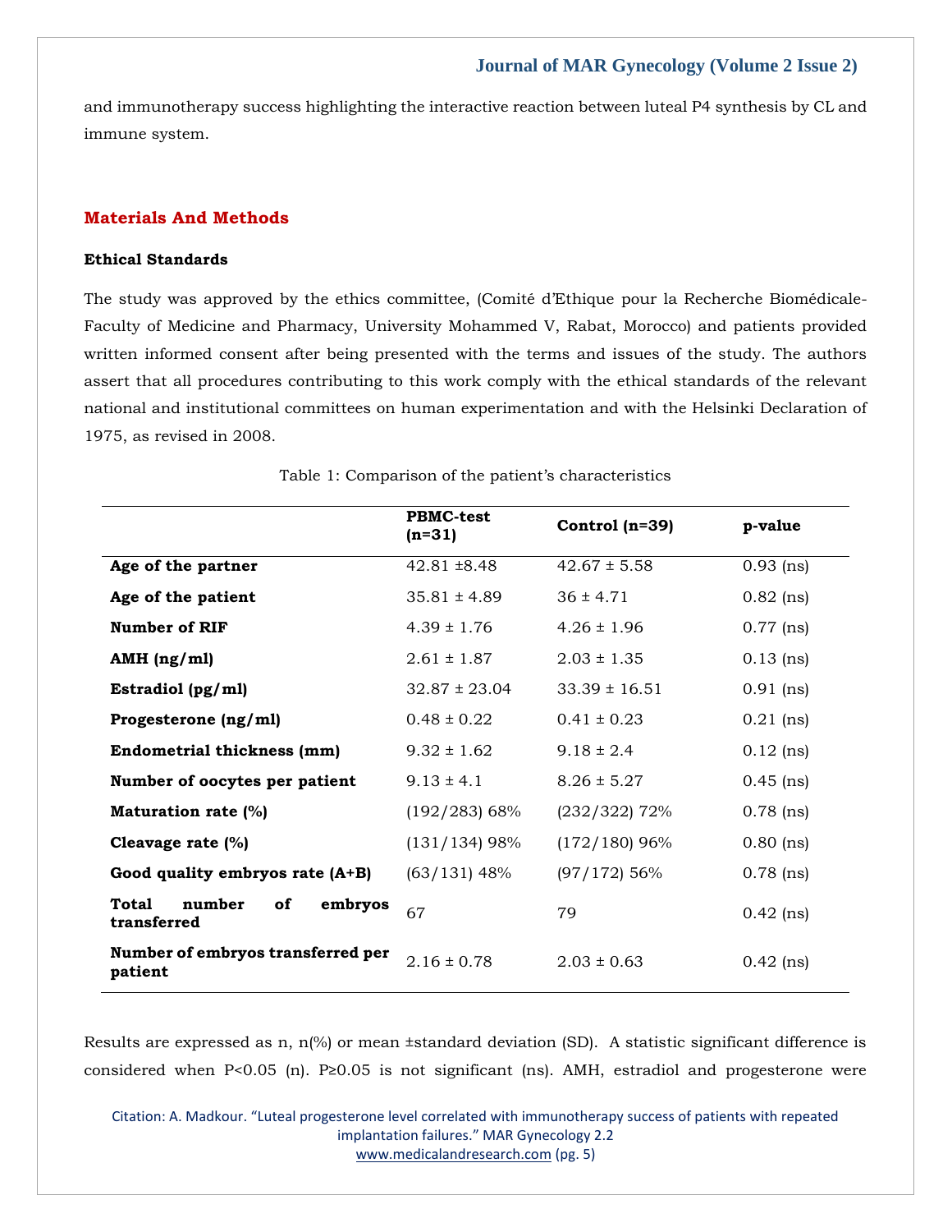and immunotherapy success highlighting the interactive reaction between luteal P4 synthesis by CL and immune system.

## Materials And Methods

### Ethical Standards

The study was approved by the ethics committee, (Comité d'Ethique pour la Recherche Biomédicale-Faculty of Medicine and Pharmacy, University Mohammed V, Rabat, Morocco) and patients provided written informed consent after being presented with the terms and issues of the study. The authors assert that all procedures contributing to this work comply with the ethical standards of the relevant national and institutional committees on human experimentation and with the Helsinki Declaration of 1975, as revised in 2008.

Table 1: Comparison of the patient's characteristics

| | PBMC-test (n=31) | Control (n=39) | p-value |
|---|---|---|---|
| **Age of the partner** | 42.81 ±8.48 | 42.67 ± 5.58 | 0.93 (ns) |
| **Age of the patient** | 35.81 ± 4.89 | 36 ± 4.71 | 0.82 (ns) |
| **Number of RIF** | 4.39 ± 1.76 | 4.26 ± 1.96 | 0.77 (ns) |
| **AMH (ng/ml)** | 2.61 ± 1.87 | 2.03 ± 1.35 | 0.13 (ns) |
| **Estradiol (pg/ml)** | 32.87 ± 23.04 | 33.39 ± 16.51 | 0.91 (ns) |
| **Progesterone (ng/ml)** | 0.48 ± 0.22 | 0.41 ± 0.23 | 0.21 (ns) |
| **Endometrial thickness (mm)** | 9.32 ± 1.62 | 9.18 ± 2.4 | 0.12 (ns) |
| **Number of oocytes per patient** | 9.13 ± 4.1 | 8.26 ± 5.27 | 0.45 (ns) |
| **Maturation rate (%)** | (192/283) 68% | (232/322) 72% | 0.78 (ns) |
| **Cleavage rate (%)** | (131/134) 98% | (172/180) 96% | 0.80 (ns) |
| **Good quality embryos rate (A+B)** | (63/131) 48% | (97/172) 56% | 0.78 (ns) |
| **Total number of embryos transferred** | 67 | 79 | 0.42 (ns) |
| **Number of embryos transferred per patient** | 2.16 ± 0.78 | 2.03 ± 0.63 | 0.42 (ns) |

Results are expressed as n, n(%) or mean ±standard deviation (SD). A statistic significant difference is considered when P<0.05 (n). P≥0.05 is not significant (ns). AMH, estradiol and progesterone were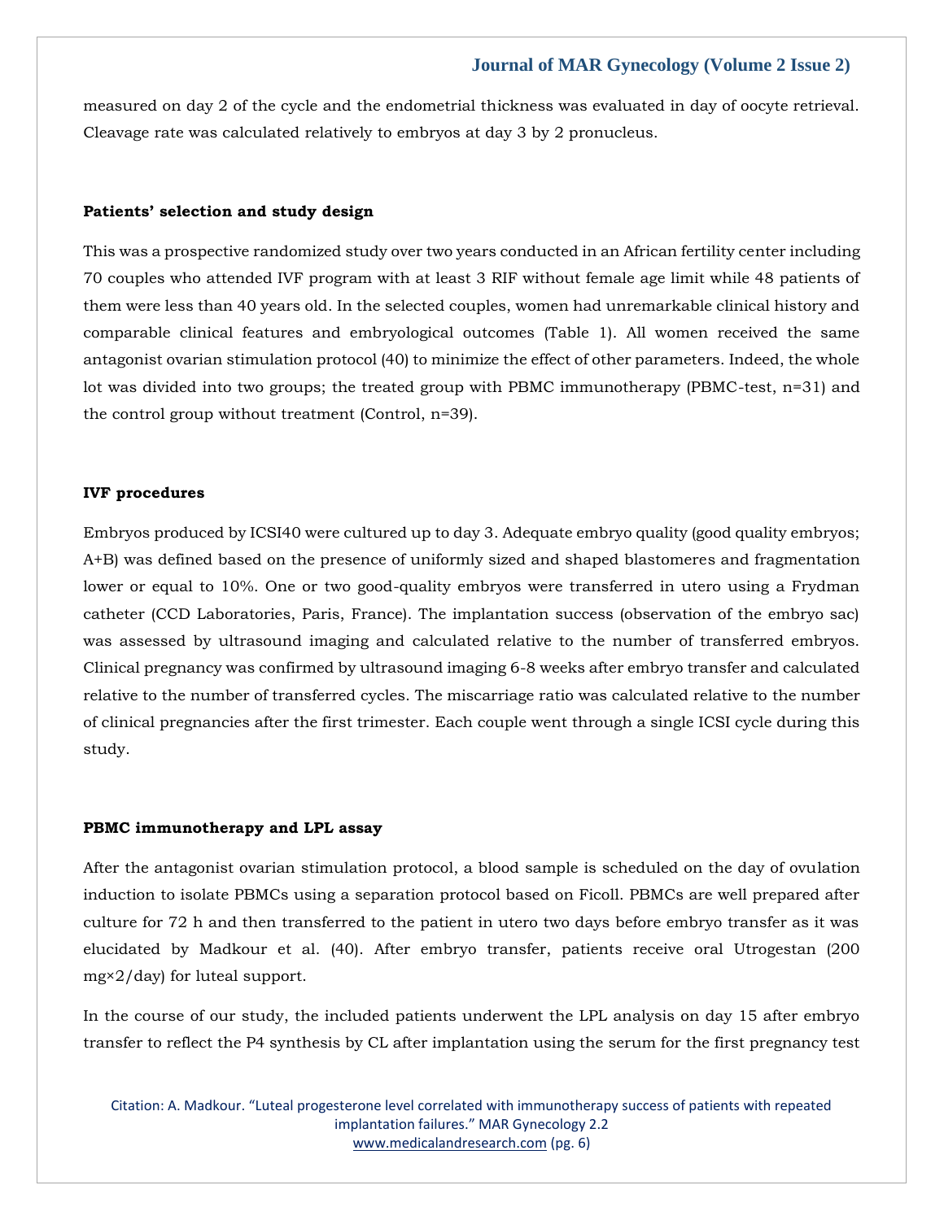measured on day 2 of the cycle and the endometrial thickness was evaluated in day of oocyte retrieval. Cleavage rate was calculated relatively to embryos at day 3 by 2 pronucleus.

### Patients' selection and study design

This was a prospective randomized study over two years conducted in an African fertility center including 70 couples who attended IVF program with at least 3 RIF without female age limit while 48 patients of them were less than 40 years old. In the selected couples, women had unremarkable clinical history and comparable clinical features and embryological outcomes (Table 1). All women received the same antagonist ovarian stimulation protocol (40) to minimize the effect of other parameters. Indeed, the whole lot was divided into two groups; the treated group with PBMC immunotherapy (PBMC-test, n=31) and the control group without treatment (Control, n=39).

### IVF procedures

Embryos produced by ICSI40 were cultured up to day 3. Adequate embryo quality (good quality embryos; A+B) was defined based on the presence of uniformly sized and shaped blastomeres and fragmentation lower or equal to 10%. One or two good-quality embryos were transferred in utero using a Frydman catheter (CCD Laboratories, Paris, France). The implantation success (observation of the embryo sac) was assessed by ultrasound imaging and calculated relative to the number of transferred embryos. Clinical pregnancy was confirmed by ultrasound imaging 6-8 weeks after embryo transfer and calculated relative to the number of transferred cycles. The miscarriage ratio was calculated relative to the number of clinical pregnancies after the first trimester. Each couple went through a single ICSI cycle during this study.

### PBMC immunotherapy and LPL assay

After the antagonist ovarian stimulation protocol, a blood sample is scheduled on the day of ovulation induction to isolate PBMCs using a separation protocol based on Ficoll. PBMCs are well prepared after culture for 72 h and then transferred to the patient in utero two days before embryo transfer as it was elucidated by Madkour et al. (40). After embryo transfer, patients receive oral Utrogestan (200 mg×2/day) for luteal support.

In the course of our study, the included patients underwent the LPL analysis on day 15 after embryo transfer to reflect the P4 synthesis by CL after implantation using the serum for the first pregnancy test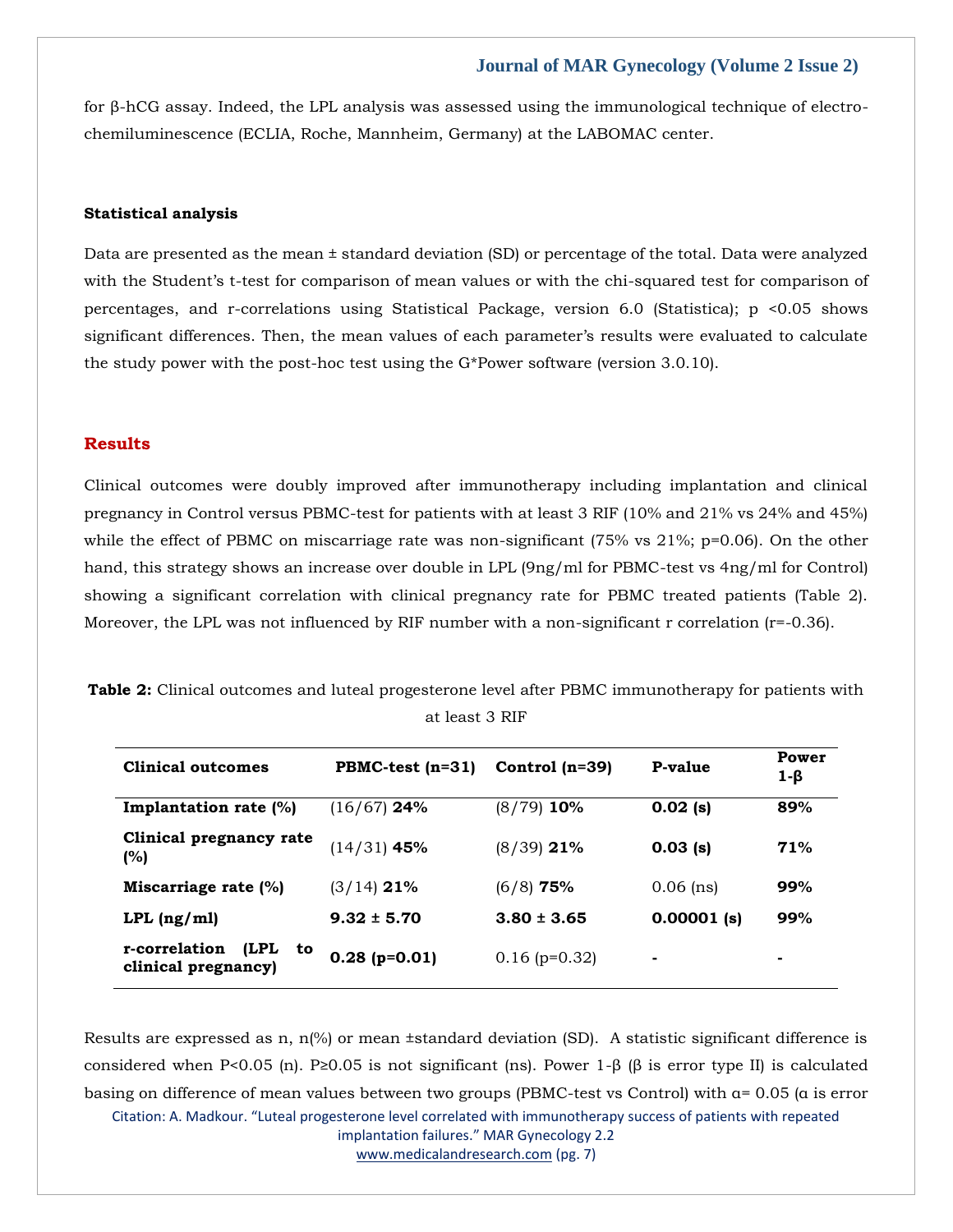for β-hCG assay. Indeed, the LPL analysis was assessed using the immunological technique of electro-chemiluminescence (ECLIA, Roche, Mannheim, Germany) at the LABOMAC center.

**Statistical analysis**

Data are presented as the mean ± standard deviation (SD) or percentage of the total. Data were analyzed with the Student's t-test for comparison of mean values or with the chi-squared test for comparison of percentages, and r-correlations using Statistical Package, version 6.0 (Statistica); $p < 0.05$ shows significant differences. Then, the mean values of each parameter's results were evaluated to calculate the study power with the post-hoc test using the G*Power software (version 3.0.10).

## Results

Clinical outcomes were doubly improved after immunotherapy including implantation and clinical pregnancy in Control versus PBMC-test for patients with at least 3 RIF (10% and 21% vs 24% and 45%) while the effect of PBMC on miscarriage rate was non-significant (75% vs 21%; p=0.06). On the other hand, this strategy shows an increase over double in LPL (9ng/ml for PBMC-test vs 4ng/ml for Control) showing a significant correlation with clinical pregnancy rate for PBMC treated patients (Table 2). Moreover, the LPL was not influenced by RIF number with a non-significant r correlation (r=-0.36).

**Table 2:** Clinical outcomes and luteal progesterone level after PBMC immunotherapy for patients with at least 3 RIF

| Clinical outcomes | PBMC-test (n=31) | Control (n=39) | P-value | Power 1-β |
|---|---|---|---|---|
| **Implantation rate (%)** | (16/67) **24%** | (8/79) **10%** | **0.02 (s)** | **89%** |
| **Clinical pregnancy rate (%)** | (14/31) **45%** | (8/39) **21%** | **0.03 (s)** | **71%** |
| **Miscarriage rate (%)** | (3/14) **21%** | (6/8) **75%** | 0.06 (ns) | **99%** |
| **LPL (ng/ml)** | **9.32 ± 5.70** | **3.80 ± 3.65** | **0.00001 (s)** | **99%** |
| **r-correlation (LPL to clinical pregnancy)** | **0.28 (p=0.01)** | 0.16 (p=0.32) | - | - |

Results are expressed as n, n(%) or mean ±standard deviation (SD). A statistic significant difference is considered when P<0.05 (n). P≥0.05 is not significant (ns). Power 1-β (β is error type II) is calculated basing on difference of mean values between two groups (PBMC-test vs Control) with α= 0.05 (α is error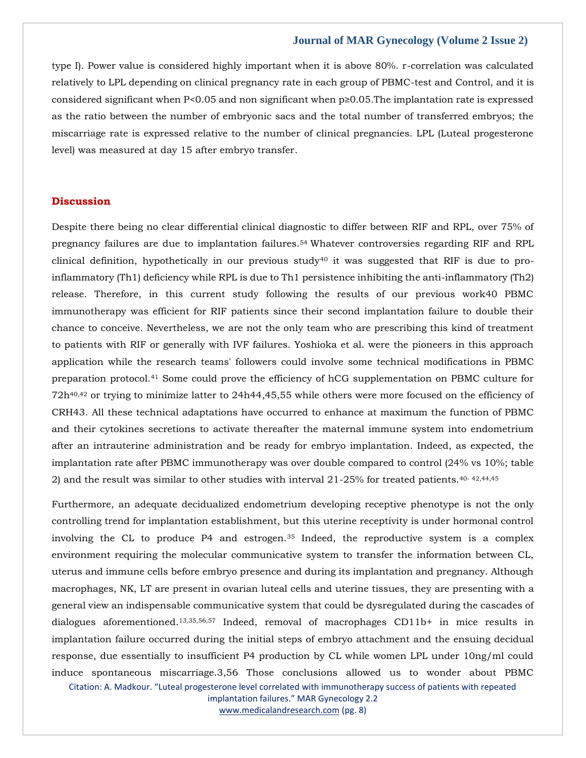type I). Power value is considered highly important when it is above 80%. r-correlation was calculated relatively to LPL depending on clinical pregnancy rate in each group of PBMC-test and Control, and it is considered significant when $P<0.05$ and non significant when $p\geq0.05$.The implantation rate is expressed as the ratio between the number of embryonic sacs and the total number of transferred embryos; the miscarriage rate is expressed relative to the number of clinical pregnancies. LPL (Luteal progesterone level) was measured at day 15 after embryo transfer.

## Discussion

Despite there being no clear differential clinical diagnostic to differ between RIF and RPL, over 75% of pregnancy failures are due to implantation failures.[54] Whatever controversies regarding RIF and RPL clinical definition, hypothetically in our previous study[40] it was suggested that RIF is due to pro-inflammatory (Th1) deficiency while RPL is due to Th1 persistence inhibiting the anti-inflammatory (Th2) release. Therefore, in this current study following the results of our previous work40 PBMC immunotherapy was efficient for RIF patients since their second implantation failure to double their chance to conceive. Nevertheless, we are not the only team who are prescribing this kind of treatment to patients with RIF or generally with IVF failures. Yoshioka et al. were the pioneers in this approach application while the research teams' followers could involve some technical modifications in PBMC preparation protocol.[41] Some could prove the efficiency of hCG supplementation on PBMC culture for 72h[40,42] or trying to minimize latter to 24h44,45,55 while others were more focused on the efficiency of CRH43. All these technical adaptations have occurred to enhance at maximum the function of PBMC and their cytokines secretions to activate thereafter the maternal immune system into endometrium after an intrauterine administration and be ready for embryo implantation. Indeed, as expected, the implantation rate after PBMC immunotherapy was over double compared to control (24% vs 10%; table 2) and the result was similar to other studies with interval 21-25% for treated patients.[40-42,44,45]

Furthermore, an adequate decidualized endometrium developing receptive phenotype is not the only controlling trend for implantation establishment, but this uterine receptivity is under hormonal control involving the CL to produce P4 and estrogen.[35] Indeed, the reproductive system is a complex environment requiring the molecular communicative system to transfer the information between CL, uterus and immune cells before embryo presence and during its implantation and pregnancy. Although macrophages, NK, LT are present in ovarian luteal cells and uterine tissues, they are presenting with a general view an indispensable communicative system that could be dysregulated during the cascades of dialogues aforementioned.[13,35,56,57] Indeed, removal of macrophages CD11b+ in mice results in implantation failure occurred during the initial steps of embryo attachment and the ensuing decidual response, due essentially to insufficient P4 production by CL while women LPL under 10ng/ml could induce spontaneous miscarriage.3,56 Those conclusions allowed us to wonder about PBMC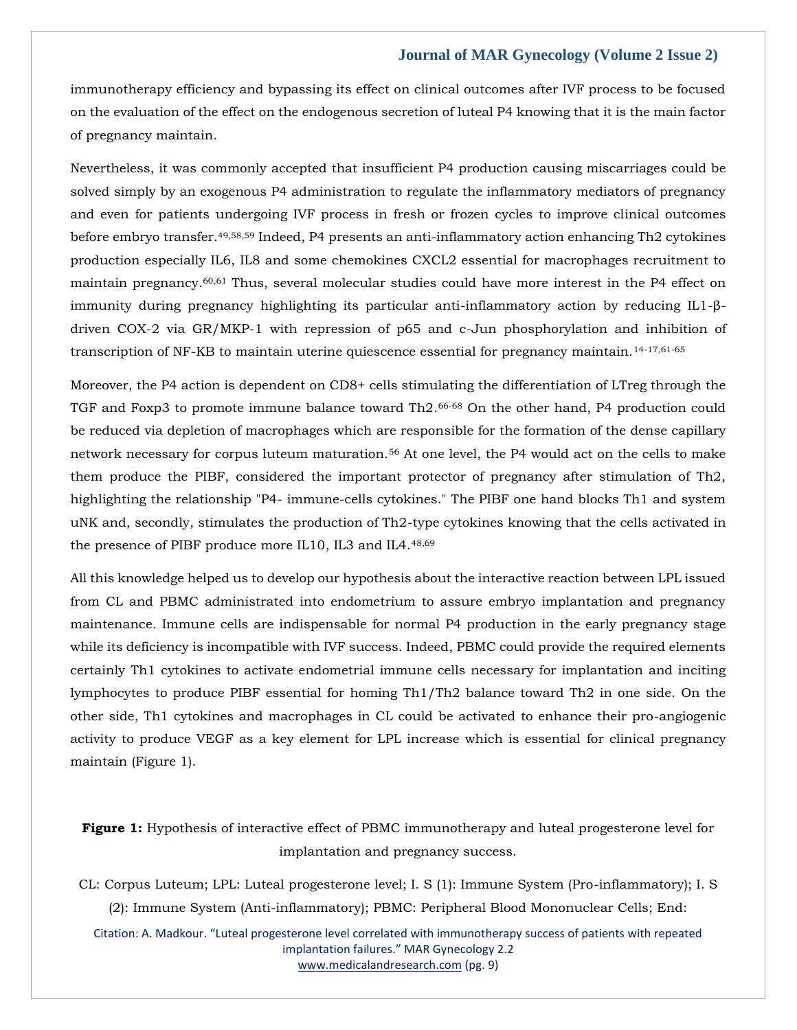immunotherapy efficiency and bypassing its effect on clinical outcomes after IVF process to be focused on the evaluation of the effect on the endogenous secretion of luteal P4 knowing that it is the main factor of pregnancy maintain.

Nevertheless, it was commonly accepted that insufficient P4 production causing miscarriages could be solved simply by an exogenous P4 administration to regulate the inflammatory mediators of pregnancy and even for patients undergoing IVF process in fresh or frozen cycles to improve clinical outcomes before embryo transfer.[49,58,59] Indeed, P4 presents an anti-inflammatory action enhancing Th2 cytokines production especially IL6, IL8 and some chemokines CXCL2 essential for macrophages recruitment to maintain pregnancy.[60,61] Thus, several molecular studies could have more interest in the P4 effect on immunity during pregnancy highlighting its particular anti-inflammatory action by reducing IL1-β-driven COX-2 via GR/MKP-1 with repression of p65 and c-Jun phosphorylation and inhibition of transcription of NF-KB to maintain uterine quiescence essential for pregnancy maintain.[14-17,61-65]

Moreover, the P4 action is dependent on CD8+ cells stimulating the differentiation of LTreg through the TGF and Foxp3 to promote immune balance toward Th2.[66-68] On the other hand, P4 production could be reduced via depletion of macrophages which are responsible for the formation of the dense capillary network necessary for corpus luteum maturation.[56] At one level, the P4 would act on the cells to make them produce the PIBF, considered the important protector of pregnancy after stimulation of Th2, highlighting the relationship "P4- immune-cells cytokines." The PIBF one hand blocks Th1 and system uNK and, secondly, stimulates the production of Th2-type cytokines knowing that the cells activated in the presence of PIBF produce more IL10, IL3 and IL4.[48,69]

All this knowledge helped us to develop our hypothesis about the interactive reaction between LPL issued from CL and PBMC administrated into endometrium to assure embryo implantation and pregnancy maintenance. Immune cells are indispensable for normal P4 production in the early pregnancy stage while its deficiency is incompatible with IVF success. Indeed, PBMC could provide the required elements certainly Th1 cytokines to activate endometrial immune cells necessary for implantation and inciting lymphocytes to produce PIBF essential for homing Th1/Th2 balance toward Th2 in one side. On the other side, Th1 cytokines and macrophages in CL could be activated to enhance their pro-angiogenic activity to produce VEGF as a key element for LPL increase which is essential for clinical pregnancy maintain (Figure 1).

**Figure 1:** Hypothesis of interactive effect of PBMC immunotherapy and luteal progesterone level for implantation and pregnancy success.

CL: Corpus Luteum; LPL: Luteal progesterone level; I. S (1): Immune System (Pro-inflammatory); I. S (2): Immune System (Anti-inflammatory); PBMC: Peripheral Blood Mononuclear Cells; End: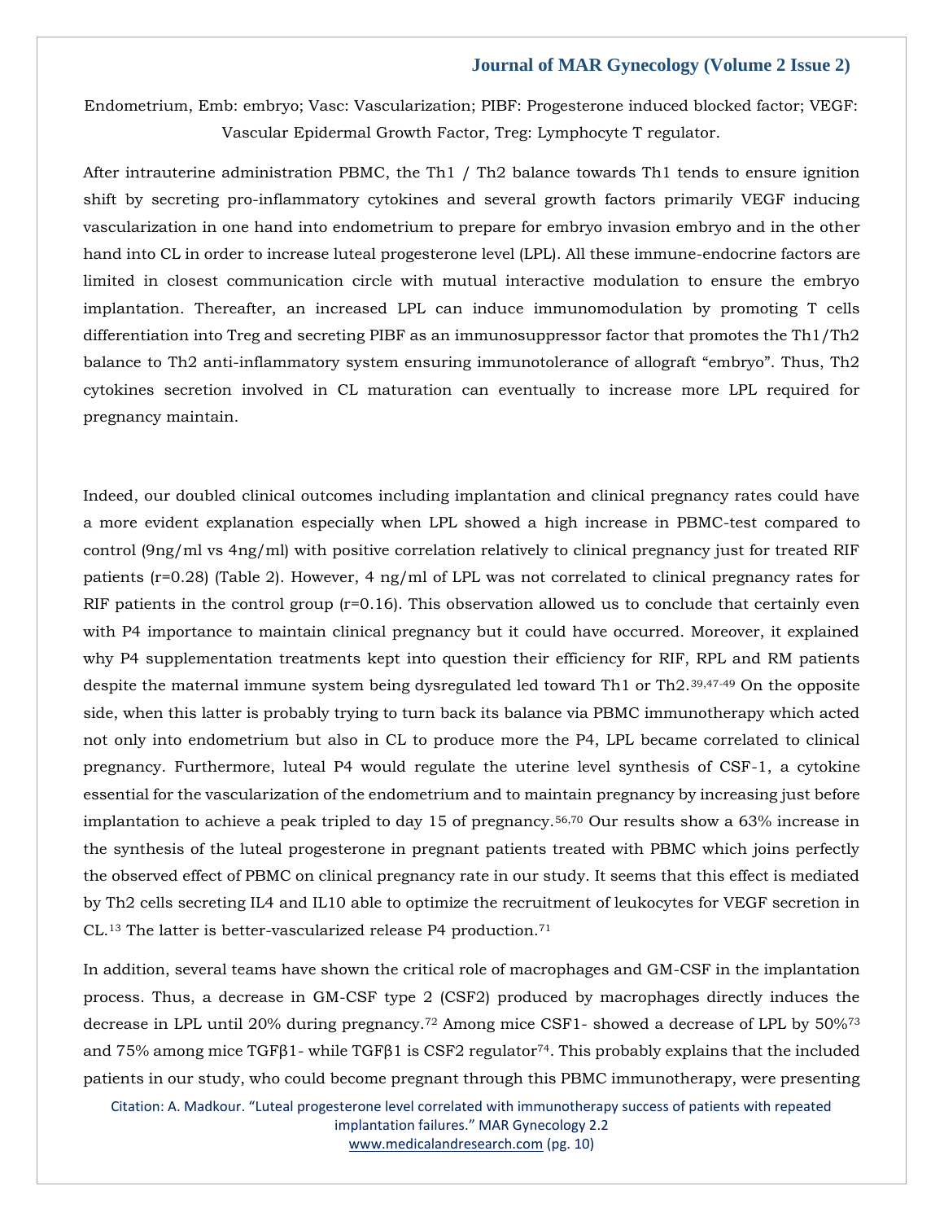Endometrium, Emb: embryo; Vasc: Vascularization; PIBF: Progesterone induced blocked factor; VEGF: Vascular Epidermal Growth Factor, Treg: Lymphocyte T regulator.

After intrauterine administration PBMC, the Th1 / Th2 balance towards Th1 tends to ensure ignition shift by secreting pro-inflammatory cytokines and several growth factors primarily VEGF inducing vascularization in one hand into endometrium to prepare for embryo invasion embryo and in the other hand into CL in order to increase luteal progesterone level (LPL). All these immune-endocrine factors are limited in closest communication circle with mutual interactive modulation to ensure the embryo implantation. Thereafter, an increased LPL can induce immunomodulation by promoting T cells differentiation into Treg and secreting PIBF as an immunosuppressor factor that promotes the Th1/Th2 balance to Th2 anti-inflammatory system ensuring immunotolerance of allograft "embryo". Thus, Th2 cytokines secretion involved in CL maturation can eventually to increase more LPL required for pregnancy maintain.

Indeed, our doubled clinical outcomes including implantation and clinical pregnancy rates could have a more evident explanation especially when LPL showed a high increase in PBMC-test compared to control (9ng/ml vs 4ng/ml) with positive correlation relatively to clinical pregnancy just for treated RIF patients (r=0.28) (Table 2). However, 4 ng/ml of LPL was not correlated to clinical pregnancy rates for RIF patients in the control group (r=0.16). This observation allowed us to conclude that certainly even with P4 importance to maintain clinical pregnancy but it could have occurred. Moreover, it explained why P4 supplementation treatments kept into question their efficiency for RIF, RPL and RM patients despite the maternal immune system being dysregulated led toward Th1 or Th2.[39,47-49] On the opposite side, when this latter is probably trying to turn back its balance via PBMC immunotherapy which acted not only into endometrium but also in CL to produce more the P4, LPL became correlated to clinical pregnancy. Furthermore, luteal P4 would regulate the uterine level synthesis of CSF-1, a cytokine essential for the vascularization of the endometrium and to maintain pregnancy by increasing just before implantation to achieve a peak tripled to day 15 of pregnancy.[56,70] Our results show a 63% increase in the synthesis of the luteal progesterone in pregnant patients treated with PBMC which joins perfectly the observed effect of PBMC on clinical pregnancy rate in our study. It seems that this effect is mediated by Th2 cells secreting IL4 and IL10 able to optimize the recruitment of leukocytes for VEGF secretion in CL.[13] The latter is better-vascularized release P4 production.[71]

In addition, several teams have shown the critical role of macrophages and GM-CSF in the implantation process. Thus, a decrease in GM-CSF type 2 (CSF2) produced by macrophages directly induces the decrease in LPL until 20% during pregnancy.[72] Among mice CSF1- showed a decrease of LPL by 50%[73] and 75% among mice TGFβ1- while TGFβ1 is CSF2 regulator[74]. This probably explains that the included patients in our study, who could become pregnant through this PBMC immunotherapy, were presenting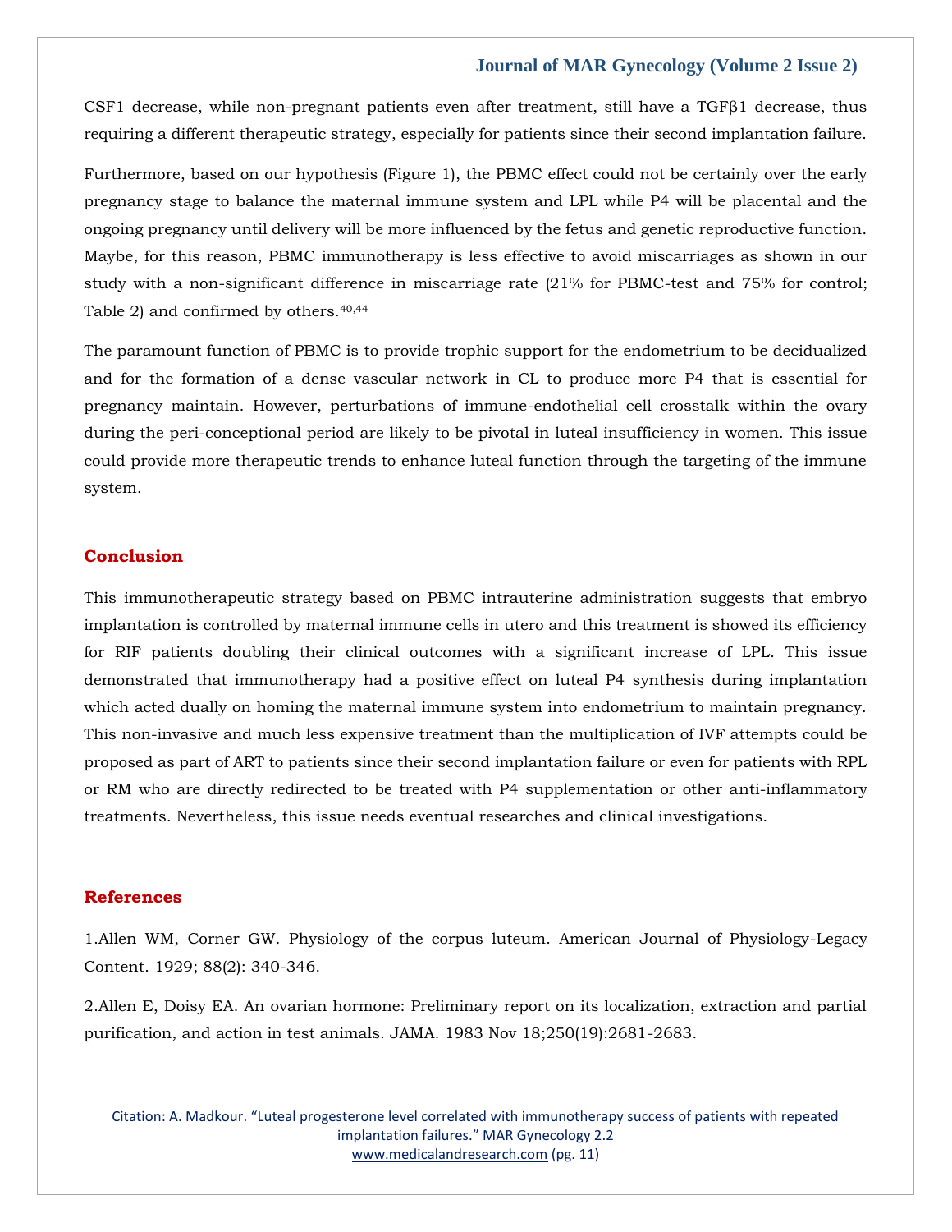CSF1 decrease, while non-pregnant patients even after treatment, still have a TGFβ1 decrease, thus requiring a different therapeutic strategy, especially for patients since their second implantation failure.

Furthermore, based on our hypothesis (Figure 1), the PBMC effect could not be certainly over the early pregnancy stage to balance the maternal immune system and LPL while P4 will be placental and the ongoing pregnancy until delivery will be more influenced by the fetus and genetic reproductive function. Maybe, for this reason, PBMC immunotherapy is less effective to avoid miscarriages as shown in our study with a non-significant difference in miscarriage rate (21% for PBMC-test and 75% for control; Table 2) and confirmed by others.[40,44]

The paramount function of PBMC is to provide trophic support for the endometrium to be decidualized and for the formation of a dense vascular network in CL to produce more P4 that is essential for pregnancy maintain. However, perturbations of immune-endothelial cell crosstalk within the ovary during the peri-conceptional period are likely to be pivotal in luteal insufficiency in women. This issue could provide more therapeutic trends to enhance luteal function through the targeting of the immune system.

## Conclusion

This immunotherapeutic strategy based on PBMC intrauterine administration suggests that embryo implantation is controlled by maternal immune cells in utero and this treatment is showed its efficiency for RIF patients doubling their clinical outcomes with a significant increase of LPL. This issue demonstrated that immunotherapy had a positive effect on luteal P4 synthesis during implantation which acted dually on homing the maternal immune system into endometrium to maintain pregnancy. This non-invasive and much less expensive treatment than the multiplication of IVF attempts could be proposed as part of ART to patients since their second implantation failure or even for patients with RPL or RM who are directly redirected to be treated with P4 supplementation or other anti-inflammatory treatments. Nevertheless, this issue needs eventual researches and clinical investigations.

## References

1.Allen WM, Corner GW. Physiology of the corpus luteum. American Journal of Physiology-Legacy Content. 1929; 88(2): 340-346.

2.Allen E, Doisy EA. An ovarian hormone: Preliminary report on its localization, extraction and partial purification, and action in test animals. JAMA. 1983 Nov 18;250(19):2681-2683.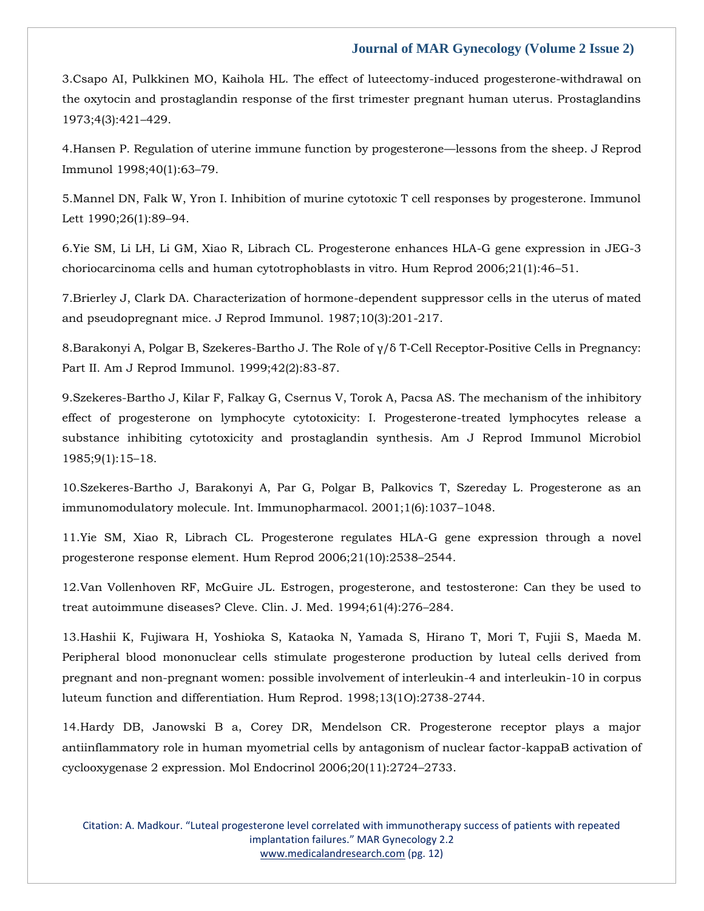3.Csapo AI, Pulkkinen MO, Kaihola HL. The effect of luteectomy-induced progesterone-withdrawal on the oxytocin and prostaglandin response of the first trimester pregnant human uterus. Prostaglandins 1973;4(3):421–429.

4.Hansen P. Regulation of uterine immune function by progesterone—lessons from the sheep. J Reprod Immunol 1998;40(1):63–79.

5.Mannel DN, Falk W, Yron I. Inhibition of murine cytotoxic T cell responses by progesterone. Immunol Lett 1990;26(1):89–94.

6.Yie SM, Li LH, Li GM, Xiao R, Librach CL. Progesterone enhances HLA-G gene expression in JEG-3 choriocarcinoma cells and human cytotrophoblasts in vitro. Hum Reprod 2006;21(1):46–51.

7.Brierley J, Clark DA. Characterization of hormone-dependent suppressor cells in the uterus of mated and pseudopregnant mice. J Reprod Immunol. 1987;10(3):201-217.

8.Barakonyi A, Polgar B, Szekeres-Bartho J. The Role of γ/δ T-Cell Receptor-Positive Cells in Pregnancy: Part II. Am J Reprod Immunol. 1999;42(2):83-87.

9.Szekeres-Bartho J, Kilar F, Falkay G, Csernus V, Torok A, Pacsa AS. The mechanism of the inhibitory effect of progesterone on lymphocyte cytotoxicity: I. Progesterone-treated lymphocytes release a substance inhibiting cytotoxicity and prostaglandin synthesis. Am J Reprod Immunol Microbiol 1985;9(1):15–18.

10.Szekeres-Bartho J, Barakonyi A, Par G, Polgar B, Palkovics T, Szereday L. Progesterone as an immunomodulatory molecule. Int. Immunopharmacol. 2001;1(6):1037–1048.

11.Yie SM, Xiao R, Librach CL. Progesterone regulates HLA-G gene expression through a novel progesterone response element. Hum Reprod 2006;21(10):2538–2544.

12.Van Vollenhoven RF, McGuire JL. Estrogen, progesterone, and testosterone: Can they be used to treat autoimmune diseases? Cleve. Clin. J. Med. 1994;61(4):276–284.

13.Hashii K, Fujiwara H, Yoshioka S, Kataoka N, Yamada S, Hirano T, Mori T, Fujii S, Maeda M. Peripheral blood mononuclear cells stimulate progesterone production by luteal cells derived from pregnant and non-pregnant women: possible involvement of interleukin-4 and interleukin-10 in corpus luteum function and differentiation. Hum Reprod. 1998;13(1O):2738-2744.

14.Hardy DB, Janowski B a, Corey DR, Mendelson CR. Progesterone receptor plays a major antiinflammatory role in human myometrial cells by antagonism of nuclear factor-kappaB activation of cyclooxygenase 2 expression. Mol Endocrinol 2006;20(11):2724–2733.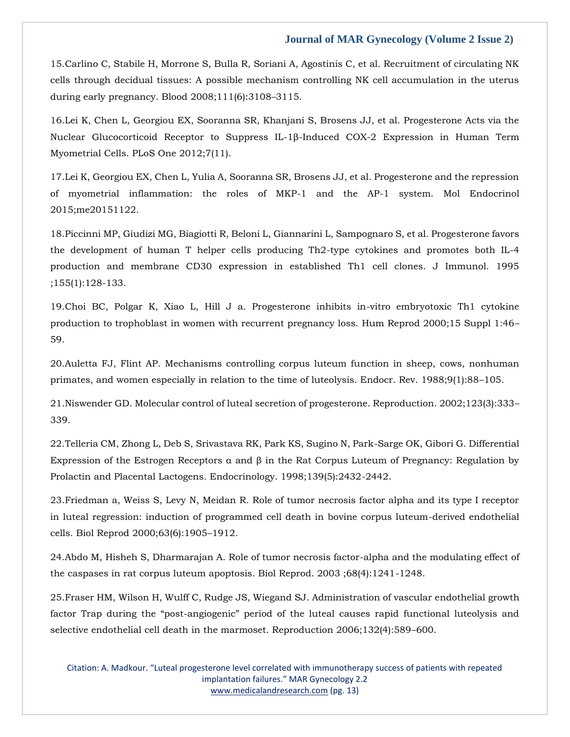15.Carlino C, Stabile H, Morrone S, Bulla R, Soriani A, Agostinis C, et al. Recruitment of circulating NK cells through decidual tissues: A possible mechanism controlling NK cell accumulation in the uterus during early pregnancy. Blood 2008;111(6):3108–3115.

16.Lei K, Chen L, Georgiou EX, Sooranna SR, Khanjani S, Brosens JJ, et al. Progesterone Acts via the Nuclear Glucocorticoid Receptor to Suppress IL-1β-Induced COX-2 Expression in Human Term Myometrial Cells. PLoS One 2012;7(11).

17.Lei K, Georgiou EX, Chen L, Yulia A, Sooranna SR, Brosens JJ, et al. Progesterone and the repression of myometrial inflammation: the roles of MKP-1 and the AP-1 system. Mol Endocrinol 2015;me20151122.

18.Piccinni MP, Giudizi MG, Biagiotti R, Beloni L, Giannarini L, Sampognaro S, et al. Progesterone favors the development of human T helper cells producing Th2-type cytokines and promotes both IL-4 production and membrane CD30 expression in established Th1 cell clones. J Immunol. 1995 ;155(1):128-133.

19.Choi BC, Polgar K, Xiao L, Hill J a. Progesterone inhibits in-vitro embryotoxic Th1 cytokine production to trophoblast in women with recurrent pregnancy loss. Hum Reprod 2000;15 Suppl 1:46–59.

20.Auletta FJ, Flint AP. Mechanisms controlling corpus luteum function in sheep, cows, nonhuman primates, and women especially in relation to the time of luteolysis. Endocr. Rev. 1988;9(1):88–105.

21.Niswender GD. Molecular control of luteal secretion of progesterone. Reproduction. 2002;123(3):333–339.

22.Telleria CM, Zhong L, Deb S, Srivastava RK, Park KS, Sugino N, Park-Sarge OK, Gibori G. Differential Expression of the Estrogen Receptors α and β in the Rat Corpus Luteum of Pregnancy: Regulation by Prolactin and Placental Lactogens. Endocrinology. 1998;139(5):2432-2442.

23.Friedman a, Weiss S, Levy N, Meidan R. Role of tumor necrosis factor alpha and its type I receptor in luteal regression: induction of programmed cell death in bovine corpus luteum-derived endothelial cells. Biol Reprod 2000;63(6):1905–1912.

24.Abdo M, Hisheh S, Dharmarajan A. Role of tumor necrosis factor-alpha and the modulating effect of the caspases in rat corpus luteum apoptosis. Biol Reprod. 2003 ;68(4):1241-1248.

25.Fraser HM, Wilson H, Wulff C, Rudge JS, Wiegand SJ. Administration of vascular endothelial growth factor Trap during the "post-angiogenic" period of the luteal causes rapid functional luteolysis and selective endothelial cell death in the marmoset. Reproduction 2006;132(4):589–600.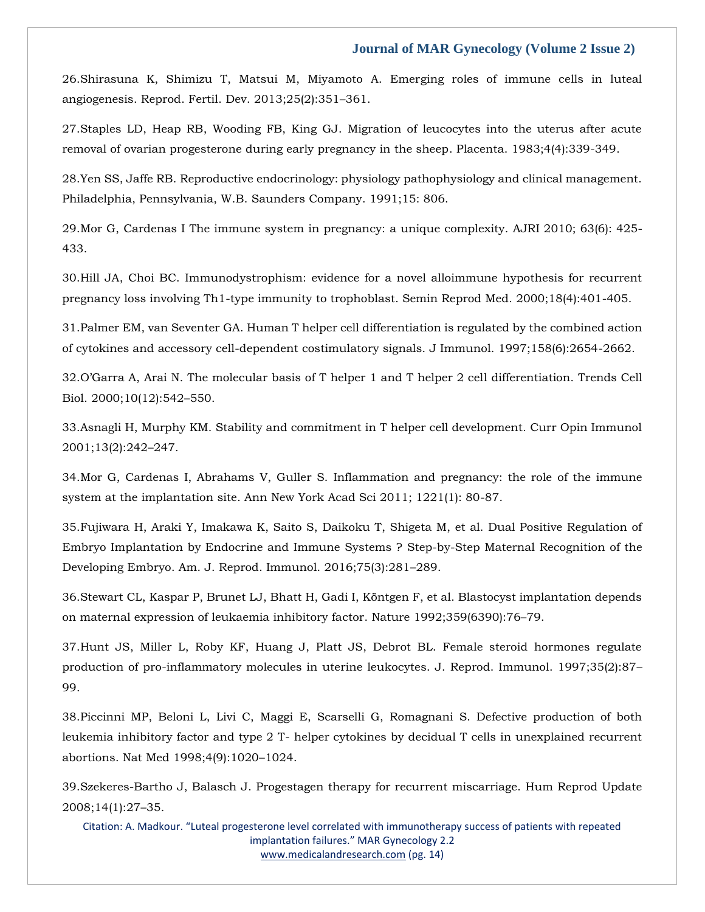26.Shirasuna K, Shimizu T, Matsui M, Miyamoto A. Emerging roles of immune cells in luteal angiogenesis. Reprod. Fertil. Dev. 2013;25(2):351–361.

27.Staples LD, Heap RB, Wooding FB, King GJ. Migration of leucocytes into the uterus after acute removal of ovarian progesterone during early pregnancy in the sheep. Placenta. 1983;4(4):339-349.

28.Yen SS, Jaffe RB. Reproductive endocrinology: physiology pathophysiology and clinical management. Philadelphia, Pennsylvania, W.B. Saunders Company. 1991;15: 806.

29.Mor G, Cardenas I The immune system in pregnancy: a unique complexity. AJRI 2010; 63(6): 425-433.

30.Hill JA, Choi BC. Immunodystrophism: evidence for a novel alloimmune hypothesis for recurrent pregnancy loss involving Th1-type immunity to trophoblast. Semin Reprod Med. 2000;18(4):401-405.

31.Palmer EM, van Seventer GA. Human T helper cell differentiation is regulated by the combined action of cytokines and accessory cell-dependent costimulatory signals. J Immunol. 1997;158(6):2654-2662.

32.O'Garra A, Arai N. The molecular basis of T helper 1 and T helper 2 cell differentiation. Trends Cell Biol. 2000;10(12):542–550.

33.Asnagli H, Murphy KM. Stability and commitment in T helper cell development. Curr Opin Immunol 2001;13(2):242–247.

34.Mor G, Cardenas I, Abrahams V, Guller S. Inflammation and pregnancy: the role of the immune system at the implantation site. Ann New York Acad Sci 2011; 1221(1): 80-87.

35.Fujiwara H, Araki Y, Imakawa K, Saito S, Daikoku T, Shigeta M, et al. Dual Positive Regulation of Embryo Implantation by Endocrine and Immune Systems ? Step-by-Step Maternal Recognition of the Developing Embryo. Am. J. Reprod. Immunol. 2016;75(3):281–289.

36.Stewart CL, Kaspar P, Brunet LJ, Bhatt H, Gadi I, Köntgen F, et al. Blastocyst implantation depends on maternal expression of leukaemia inhibitory factor. Nature 1992;359(6390):76–79.

37.Hunt JS, Miller L, Roby KF, Huang J, Platt JS, Debrot BL. Female steroid hormones regulate production of pro-inflammatory molecules in uterine leukocytes. J. Reprod. Immunol. 1997;35(2):87–99.

38.Piccinni MP, Beloni L, Livi C, Maggi E, Scarselli G, Romagnani S. Defective production of both leukemia inhibitory factor and type 2 T- helper cytokines by decidual T cells in unexplained recurrent abortions. Nat Med 1998;4(9):1020–1024.

39.Szekeres-Bartho J, Balasch J. Progestagen therapy for recurrent miscarriage. Hum Reprod Update 2008;14(1):27–35.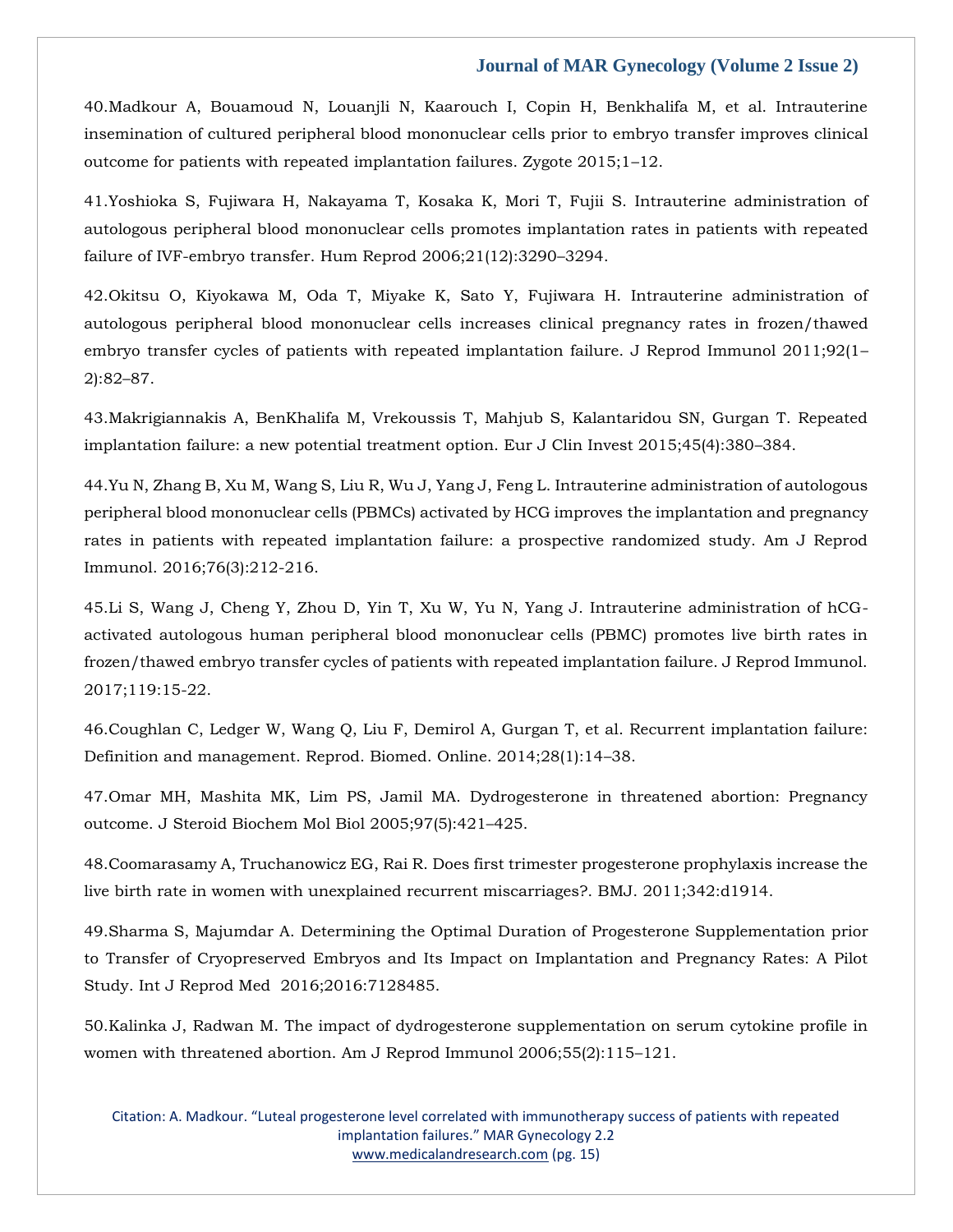40.Madkour A, Bouamoud N, Louanjli N, Kaarouch I, Copin H, Benkhalifa M, et al. Intrauterine insemination of cultured peripheral blood mononuclear cells prior to embryo transfer improves clinical outcome for patients with repeated implantation failures. Zygote 2015;1–12.

41.Yoshioka S, Fujiwara H, Nakayama T, Kosaka K, Mori T, Fujii S. Intrauterine administration of autologous peripheral blood mononuclear cells promotes implantation rates in patients with repeated failure of IVF-embryo transfer. Hum Reprod 2006;21(12):3290–3294.

42.Okitsu O, Kiyokawa M, Oda T, Miyake K, Sato Y, Fujiwara H. Intrauterine administration of autologous peripheral blood mononuclear cells increases clinical pregnancy rates in frozen/thawed embryo transfer cycles of patients with repeated implantation failure. J Reprod Immunol 2011;92(1–2):82–87.

43.Makrigiannakis A, BenKhalifa M, Vrekoussis T, Mahjub S, Kalantaridou SN, Gurgan T. Repeated implantation failure: a new potential treatment option. Eur J Clin Invest 2015;45(4):380–384.

44.Yu N, Zhang B, Xu M, Wang S, Liu R, Wu J, Yang J, Feng L. Intrauterine administration of autologous peripheral blood mononuclear cells (PBMCs) activated by HCG improves the implantation and pregnancy rates in patients with repeated implantation failure: a prospective randomized study. Am J Reprod Immunol. 2016;76(3):212-216.

45.Li S, Wang J, Cheng Y, Zhou D, Yin T, Xu W, Yu N, Yang J. Intrauterine administration of hCG-activated autologous human peripheral blood mononuclear cells (PBMC) promotes live birth rates in frozen/thawed embryo transfer cycles of patients with repeated implantation failure. J Reprod Immunol. 2017;119:15-22.

46.Coughlan C, Ledger W, Wang Q, Liu F, Demirol A, Gurgan T, et al. Recurrent implantation failure: Definition and management. Reprod. Biomed. Online. 2014;28(1):14–38.

47.Omar MH, Mashita MK, Lim PS, Jamil MA. Dydrogesterone in threatened abortion: Pregnancy outcome. J Steroid Biochem Mol Biol 2005;97(5):421–425.

48.Coomarasamy A, Truchanowicz EG, Rai R. Does first trimester progesterone prophylaxis increase the live birth rate in women with unexplained recurrent miscarriages?. BMJ. 2011;342:d1914.

49.Sharma S, Majumdar A. Determining the Optimal Duration of Progesterone Supplementation prior to Transfer of Cryopreserved Embryos and Its Impact on Implantation and Pregnancy Rates: A Pilot Study. Int J Reprod Med 2016;2016:7128485.

50.Kalinka J, Radwan M. The impact of dydrogesterone supplementation on serum cytokine profile in women with threatened abortion. Am J Reprod Immunol 2006;55(2):115–121.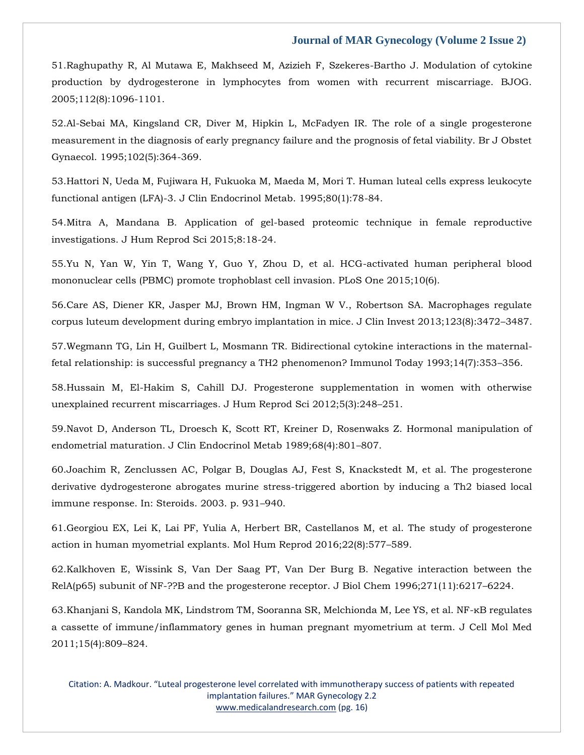51.Raghupathy R, Al Mutawa E, Makhseed M, Azizieh F, Szekeres-Bartho J. Modulation of cytokine production by dydrogesterone in lymphocytes from women with recurrent miscarriage. BJOG. 2005;112(8):1096-1101.

52.Al-Sebai MA, Kingsland CR, Diver M, Hipkin L, McFadyen IR. The role of a single progesterone measurement in the diagnosis of early pregnancy failure and the prognosis of fetal viability. Br J Obstet Gynaecol. 1995;102(5):364-369.

53.Hattori N, Ueda M, Fujiwara H, Fukuoka M, Maeda M, Mori T. Human luteal cells express leukocyte functional antigen (LFA)-3. J Clin Endocrinol Metab. 1995;80(1):78-84.

54.Mitra A, Mandana B. Application of gel-based proteomic technique in female reproductive investigations. J Hum Reprod Sci 2015;8:18-24.

55.Yu N, Yan W, Yin T, Wang Y, Guo Y, Zhou D, et al. HCG-activated human peripheral blood mononuclear cells (PBMC) promote trophoblast cell invasion. PLoS One 2015;10(6).

56.Care AS, Diener KR, Jasper MJ, Brown HM, Ingman W V., Robertson SA. Macrophages regulate corpus luteum development during embryo implantation in mice. J Clin Invest 2013;123(8):3472–3487.

57.Wegmann TG, Lin H, Guilbert L, Mosmann TR. Bidirectional cytokine interactions in the maternal-fetal relationship: is successful pregnancy a TH2 phenomenon? Immunol Today 1993;14(7):353–356.

58.Hussain M, El-Hakim S, Cahill DJ. Progesterone supplementation in women with otherwise unexplained recurrent miscarriages. J Hum Reprod Sci 2012;5(3):248–251.

59.Navot D, Anderson TL, Droesch K, Scott RT, Kreiner D, Rosenwaks Z. Hormonal manipulation of endometrial maturation. J Clin Endocrinol Metab 1989;68(4):801–807.

60.Joachim R, Zenclussen AC, Polgar B, Douglas AJ, Fest S, Knackstedt M, et al. The progesterone derivative dydrogesterone abrogates murine stress-triggered abortion by inducing a Th2 biased local immune response. In: Steroids. 2003. p. 931–940.

61.Georgiou EX, Lei K, Lai PF, Yulia A, Herbert BR, Castellanos M, et al. The study of progesterone action in human myometrial explants. Mol Hum Reprod 2016;22(8):577–589.

62.Kalkhoven E, Wissink S, Van Der Saag PT, Van Der Burg B. Negative interaction between the RelA(p65) subunit of NF-??B and the progesterone receptor. J Biol Chem 1996;271(11):6217–6224.

63.Khanjani S, Kandola MK, Lindstrom TM, Sooranna SR, Melchionda M, Lee YS, et al. NF-κB regulates a cassette of immune/inflammatory genes in human pregnant myometrium at term. J Cell Mol Med 2011;15(4):809–824.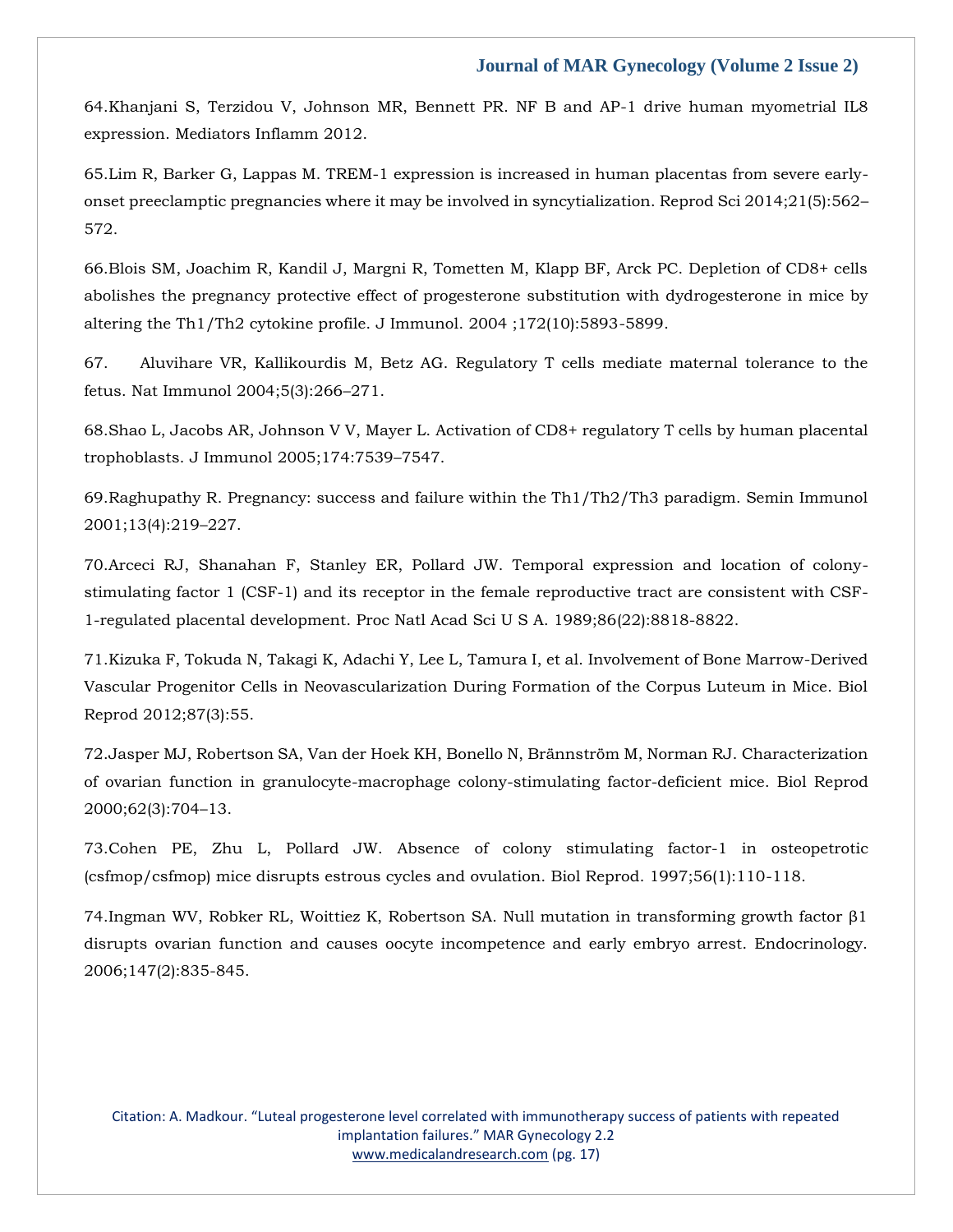64.Khanjani S, Terzidou V, Johnson MR, Bennett PR. NF B and AP-1 drive human myometrial IL8 expression. Mediators Inflamm 2012.

65.Lim R, Barker G, Lappas M. TREM-1 expression is increased in human placentas from severe early-onset preeclamptic pregnancies where it may be involved in syncytialization. Reprod Sci 2014;21(5):562–572.

66.Blois SM, Joachim R, Kandil J, Margni R, Tometten M, Klapp BF, Arck PC. Depletion of CD8+ cells abolishes the pregnancy protective effect of progesterone substitution with dydrogesterone in mice by altering the Th1/Th2 cytokine profile. J Immunol. 2004 ;172(10):5893-5899.

67. Aluvihare VR, Kallikourdis M, Betz AG. Regulatory T cells mediate maternal tolerance to the fetus. Nat Immunol 2004;5(3):266–271.

68.Shao L, Jacobs AR, Johnson V V, Mayer L. Activation of CD8+ regulatory T cells by human placental trophoblasts. J Immunol 2005;174:7539–7547.

69.Raghupathy R. Pregnancy: success and failure within the Th1/Th2/Th3 paradigm. Semin Immunol 2001;13(4):219–227.

70.Arceci RJ, Shanahan F, Stanley ER, Pollard JW. Temporal expression and location of colony-stimulating factor 1 (CSF-1) and its receptor in the female reproductive tract are consistent with CSF-1-regulated placental development. Proc Natl Acad Sci U S A. 1989;86(22):8818-8822.

71.Kizuka F, Tokuda N, Takagi K, Adachi Y, Lee L, Tamura I, et al. Involvement of Bone Marrow-Derived Vascular Progenitor Cells in Neovascularization During Formation of the Corpus Luteum in Mice. Biol Reprod 2012;87(3):55.

72.Jasper MJ, Robertson SA, Van der Hoek KH, Bonello N, Brännström M, Norman RJ. Characterization of ovarian function in granulocyte-macrophage colony-stimulating factor-deficient mice. Biol Reprod 2000;62(3):704–13.

73.Cohen PE, Zhu L, Pollard JW. Absence of colony stimulating factor-1 in osteopetrotic (csfmop/csfmop) mice disrupts estrous cycles and ovulation. Biol Reprod. 1997;56(1):110-118.

74.Ingman WV, Robker RL, Woittiez K, Robertson SA. Null mutation in transforming growth factor β1 disrupts ovarian function and causes oocyte incompetence and early embryo arrest. Endocrinology. 2006;147(2):835-845.